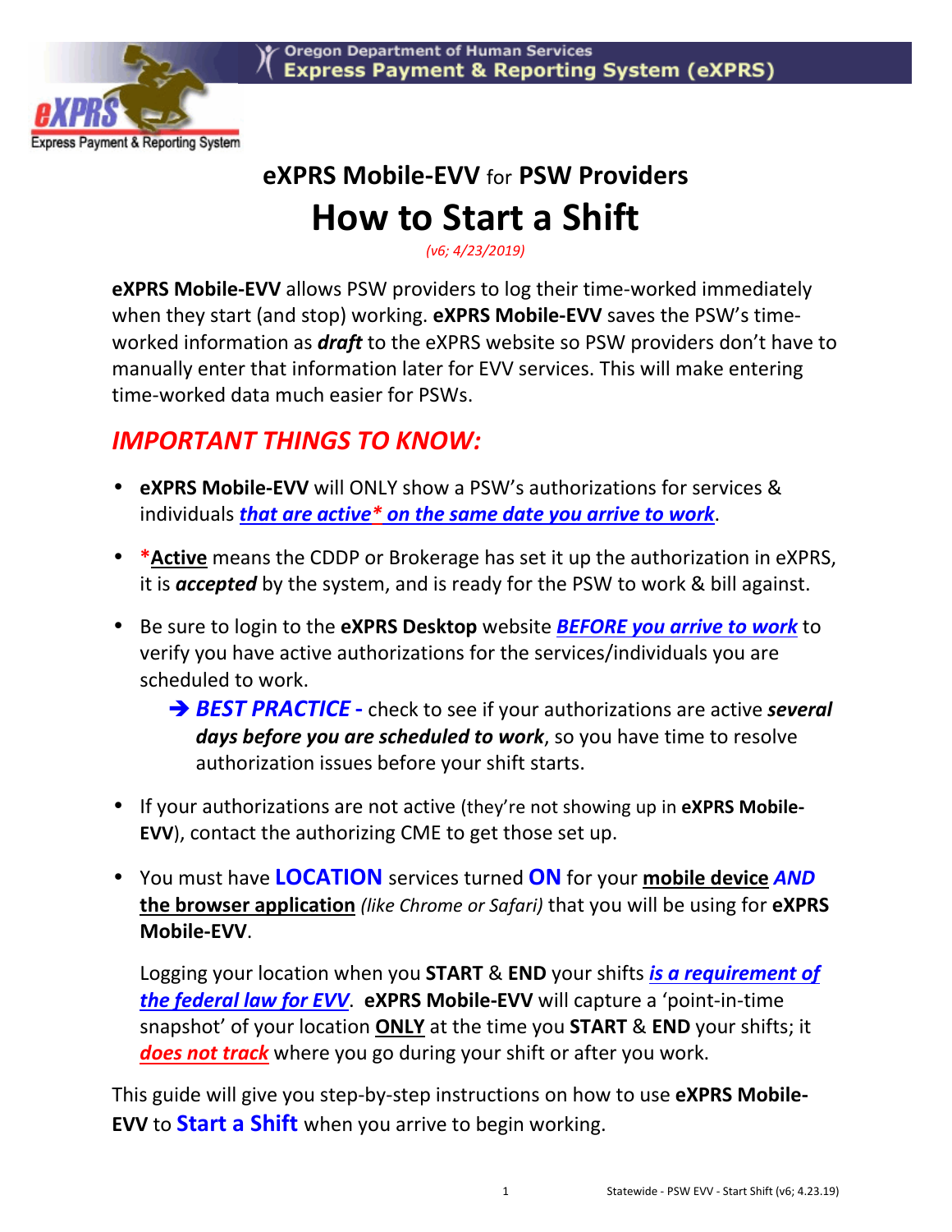Oregon Department of Human Services
Express Payment & Reporting System (eXPRS)

# eXPRS Mobile-EVV for PSW Providers

# How to Start a Shift

*(v6; 4/23/2019)*

**eXPRS Mobile-EVV** allows PSW providers to log their time-worked immediately when they start (and stop) working. **eXPRS Mobile-EVV** saves the PSW's time-worked information as ***draft*** to the eXPRS website so PSW providers don't have to manually enter that information later for EVV services. This will make entering time-worked data much easier for PSWs.

## *IMPORTANT THINGS TO KNOW:*

- **eXPRS Mobile-EVV** will ONLY show a PSW's authorizations for services & individuals ***that are active* on the same date you arrive to work***.
- ***Active*** means the CDDP or Brokerage has set it up the authorization in eXPRS, it is ***accepted*** by the system, and is ready for the PSW to work & bill against.
- Be sure to login to the **eXPRS Desktop** website ***BEFORE you arrive to work*** to verify you have active authorizations for the services/individuals you are scheduled to work.
  - ➔ ***BEST PRACTICE -*** check to see if your authorizations are active ***several days before you are scheduled to work***, so you have time to resolve authorization issues before your shift starts.
- If your authorizations are not active (they're not showing up in **eXPRS Mobile-EVV**), contact the authorizing CME to get those set up.
- You must have **LOCATION** services turned **ON** for your **mobile device** ***AND*** **the browser application** *(like Chrome or Safari)* that you will be using for **eXPRS Mobile-EVV**.

  Logging your location when you **START** & **END** your shifts ***is a requirement of the federal law for EVV***. **eXPRS Mobile-EVV** will capture a 'point-in-time snapshot' of your location **ONLY** at the time you **START** & **END** your shifts; it ***does not track*** where you go during your shift or after you work.

This guide will give you step-by-step instructions on how to use **eXPRS Mobile-EVV** to **Start a Shift** when you arrive to begin working.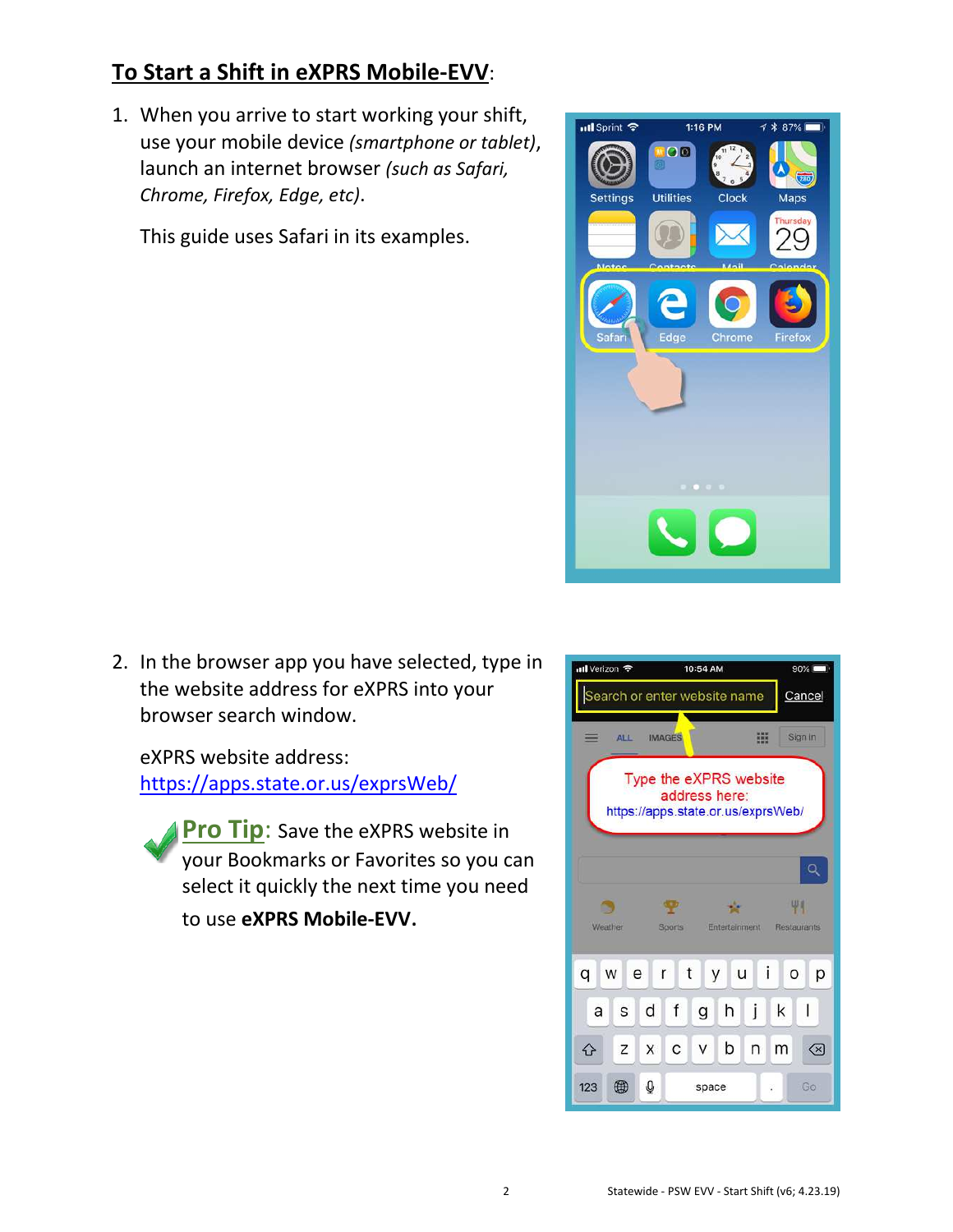## To Start a Shift in eXPRS Mobile-EVV:

1. When you arrive to start working your shift, use your mobile device *(smartphone or tablet)*, launch an internet browser *(such as Safari, Chrome, Firefox, Edge, etc)*.

   This guide uses Safari in its examples.

2. In the browser app you have selected, type in the website address for eXPRS into your browser search window.

   eXPRS website address:
   https://apps.state.or.us/exprsWeb/

   ✔ **Pro Tip:** Save the eXPRS website in your Bookmarks or Favorites so you can select it quickly the next time you need to use **eXPRS Mobile-EVV.**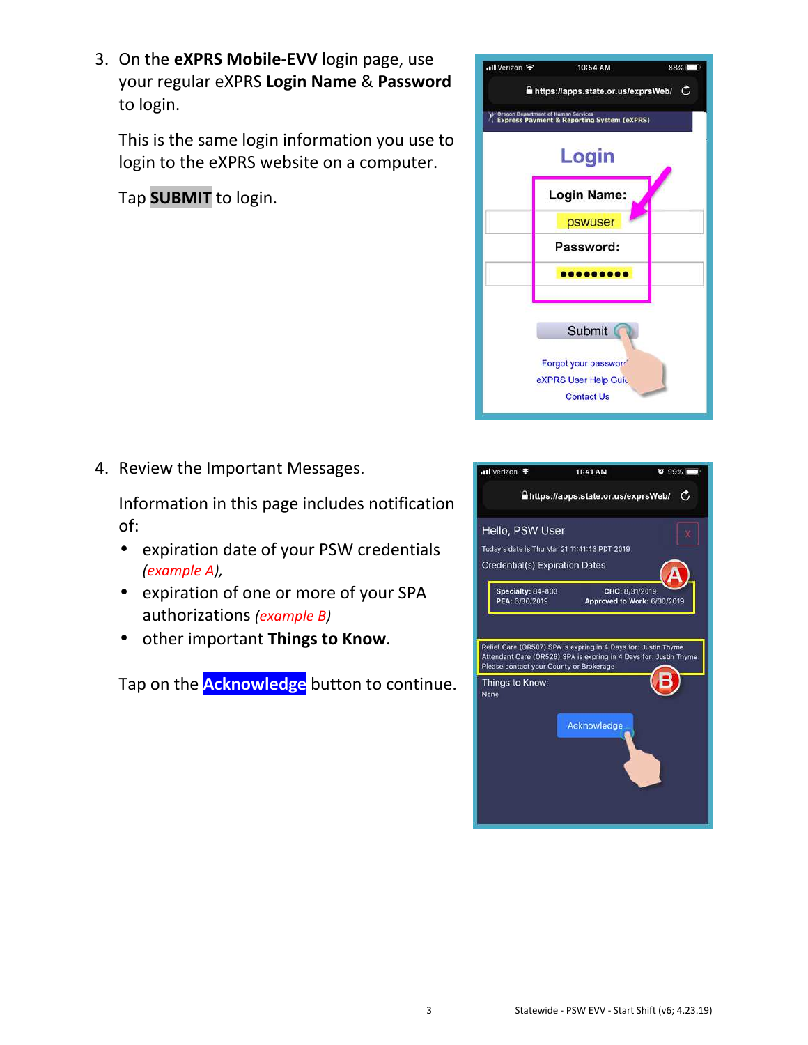3. On the **eXPRS Mobile-EVV** login page, use your regular eXPRS **Login Name** & **Password** to login.

   This is the same login information you use to login to the eXPRS website on a computer.

   Tap **SUBMIT** to login.

4. Review the Important Messages.

   Information in this page includes notification of:

   - expiration date of your PSW credentials *(example A)*,
   - expiration of one or more of your SPA authorizations *(example B)*
   - other important **Things to Know**.

   Tap on the **Acknowledge** button to continue.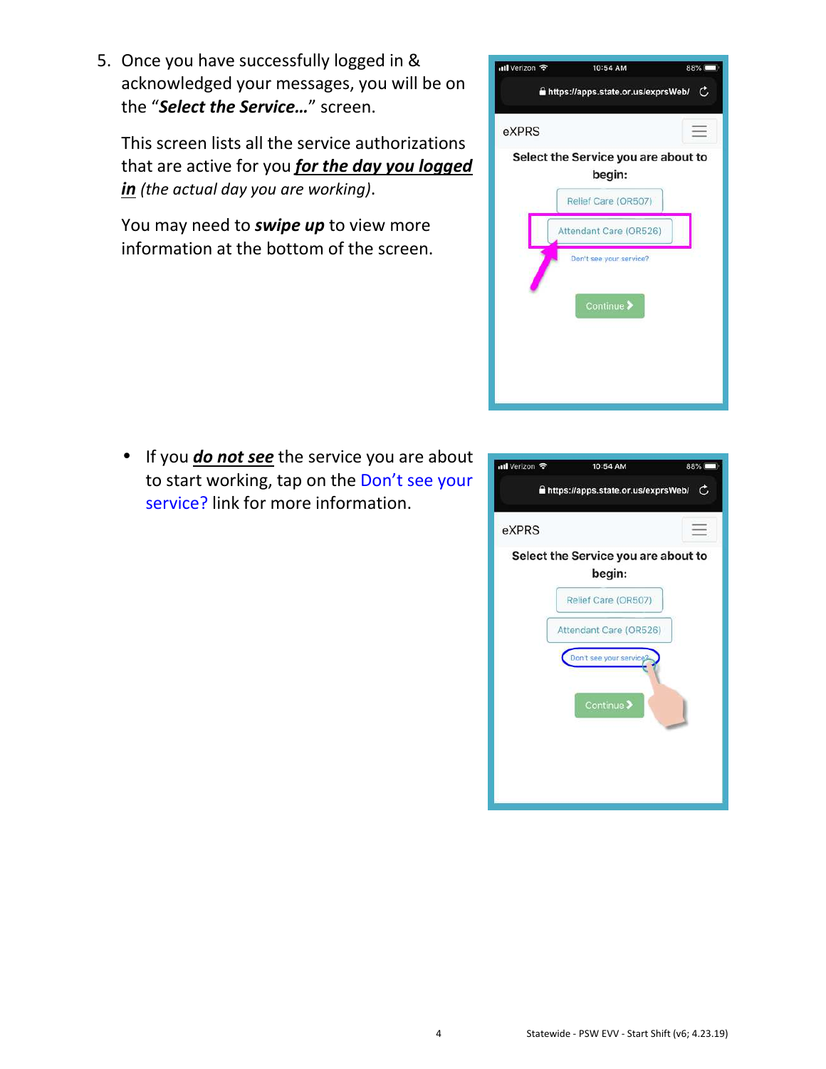5. Once you have successfully logged in & acknowledged your messages, you will be on the “***Select the Service…***” screen.

   This screen lists all the service authorizations that are active for you ***for the day you logged in*** *(the actual day you are working)*.

   You may need to ***swipe up*** to view more information at the bottom of the screen.

- If you ***do not see*** the service you are about to start working, tap on the Don’t see your service? link for more information.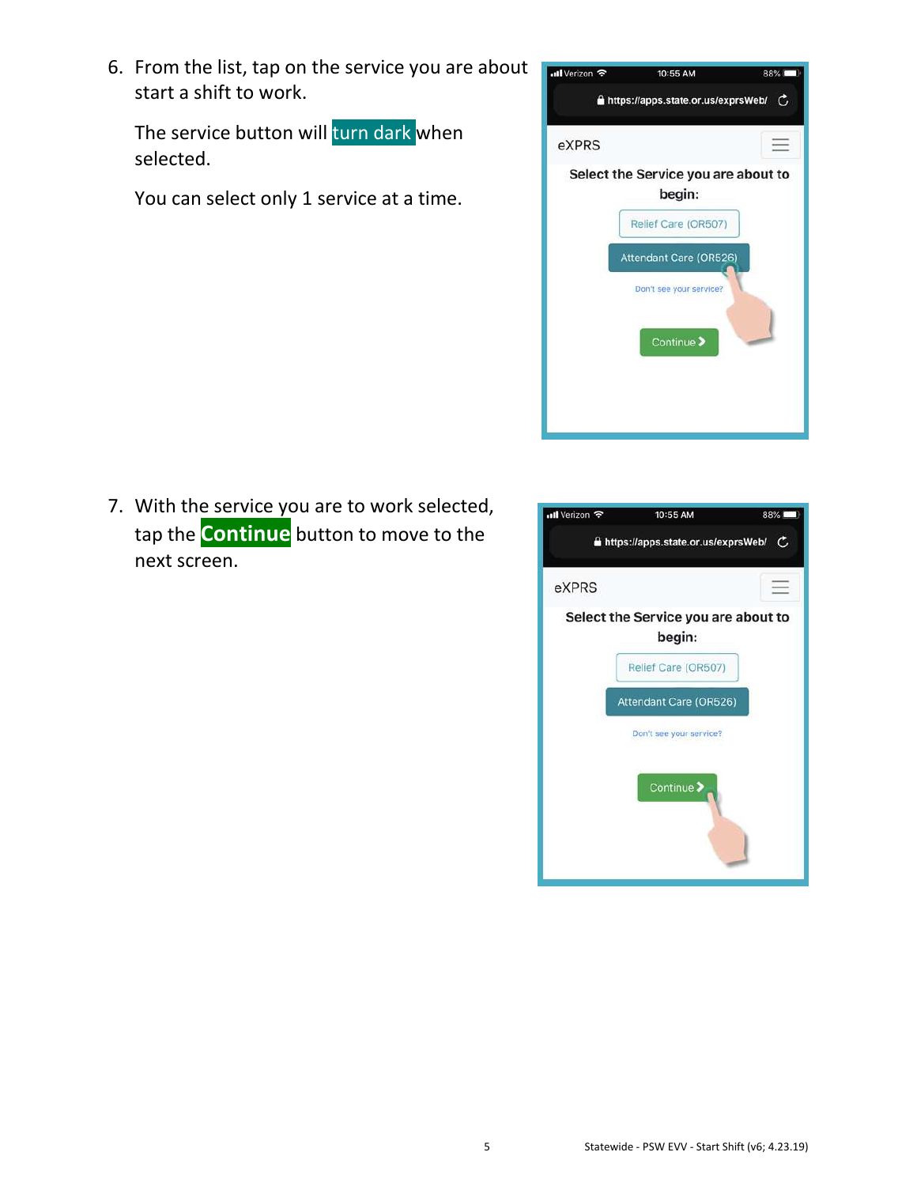6. From the list, tap on the service you are about start a shift to work.

   The service button will turn dark when selected.

   You can select only 1 service at a time.

7. With the service you are to work selected, tap the **Continue** button to move to the next screen.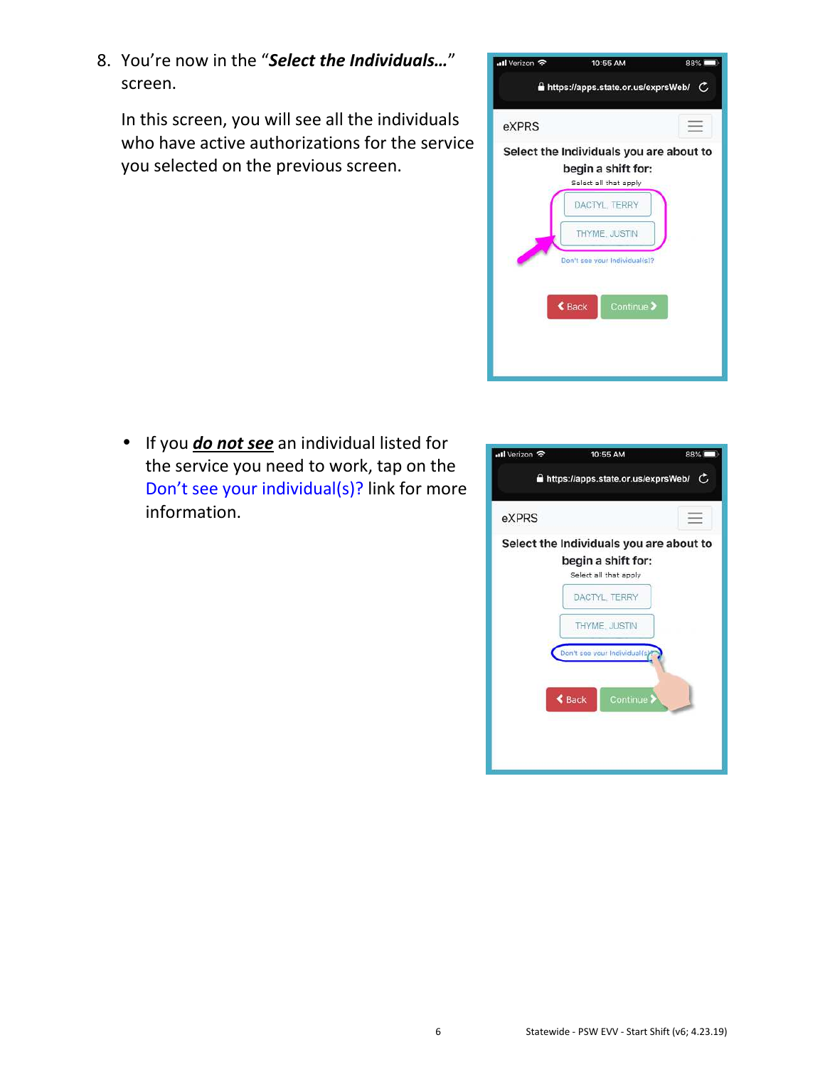8. You're now in the "***Select the Individuals…***" screen.

   In this screen, you will see all the individuals who have active authorizations for the service you selected on the previous screen.

- If you ***do not see*** an individual listed for the service you need to work, tap on the Don't see your individual(s)? link for more information.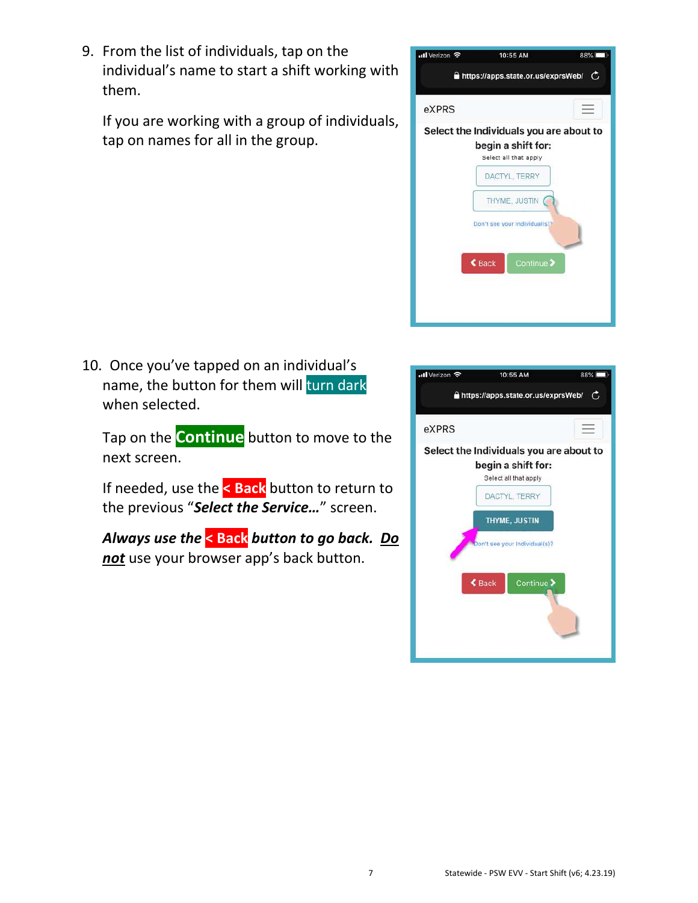9. From the list of individuals, tap on the individual's name to start a shift working with them.

   If you are working with a group of individuals, tap on names for all in the group.

10. Once you've tapped on an individual's name, the button for them will turn dark when selected.

    Tap on the **Continue** button to move to the next screen.

    If needed, use the **< Back** button to return to the previous "***Select the Service…***" screen.

    ***Always use the < Back button to go back.*** ***__Do__*** ***__not__*** use your browser app's back button.

Statewide - PSW EVV - Start Shift (v6; 4.23.19)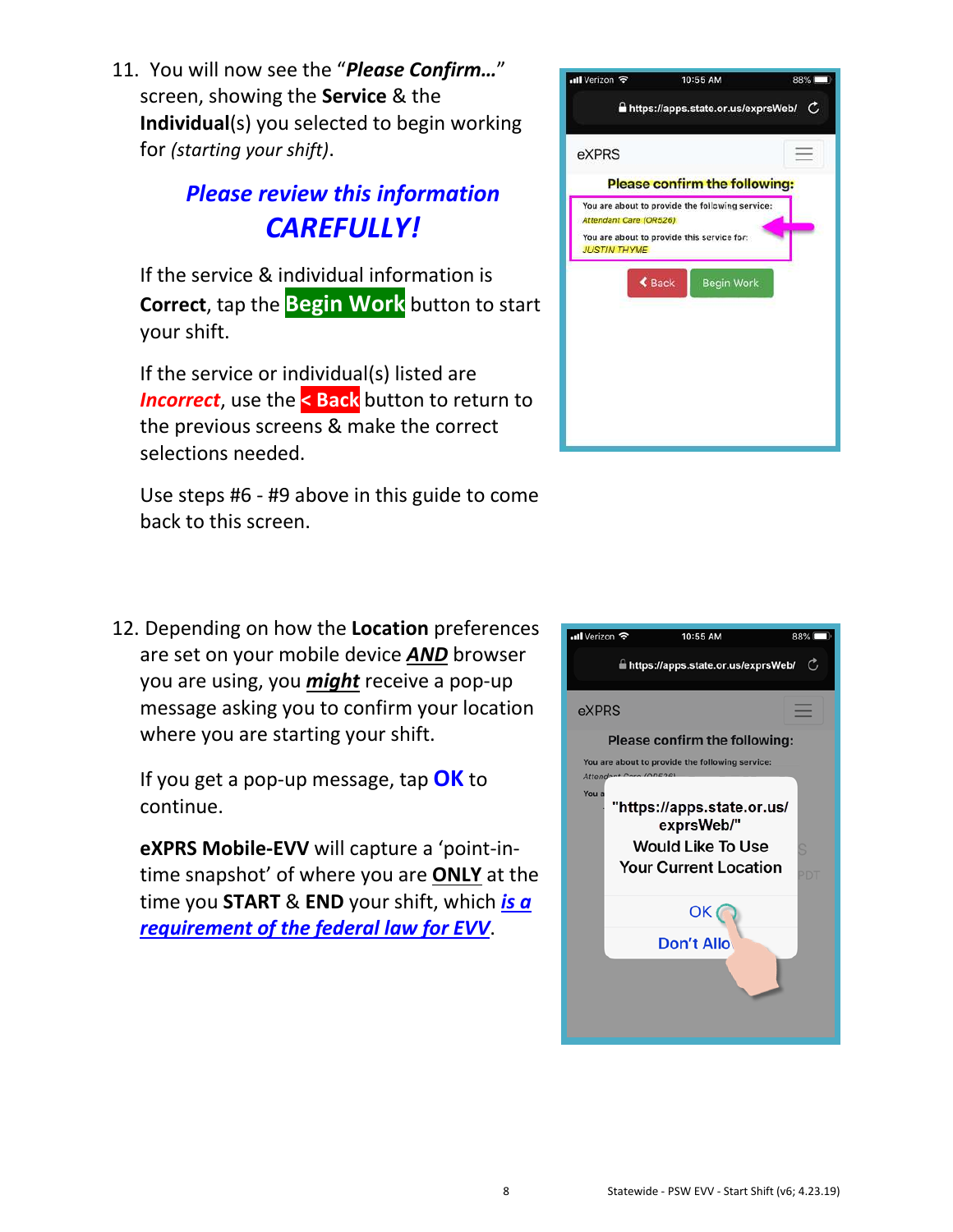11. You will now see the "***Please Confirm…***" screen, showing the **Service** & the **Individual**(s) you selected to begin working for *(starting your shift)*.

    ***Please review this information CAREFULLY!***

    If the service & individual information is **Correct**, tap the **Begin Work** button to start your shift.

    If the service or individual(s) listed are ***Incorrect***, use the **< Back** button to return to the previous screens & make the correct selections needed.

    Use steps #6 - #9 above in this guide to come back to this screen.

12. Depending on how the **Location** preferences are set on your mobile device ***AND*** browser you are using, you ***might*** receive a pop-up message asking you to confirm your location where you are starting your shift.

    If you get a pop-up message, tap **OK** to continue.

    **eXPRS Mobile-EVV** will capture a 'point-in-time snapshot' of where you are **ONLY** at the time you **START** & **END** your shift, which ***is a requirement of the federal law for EVV***.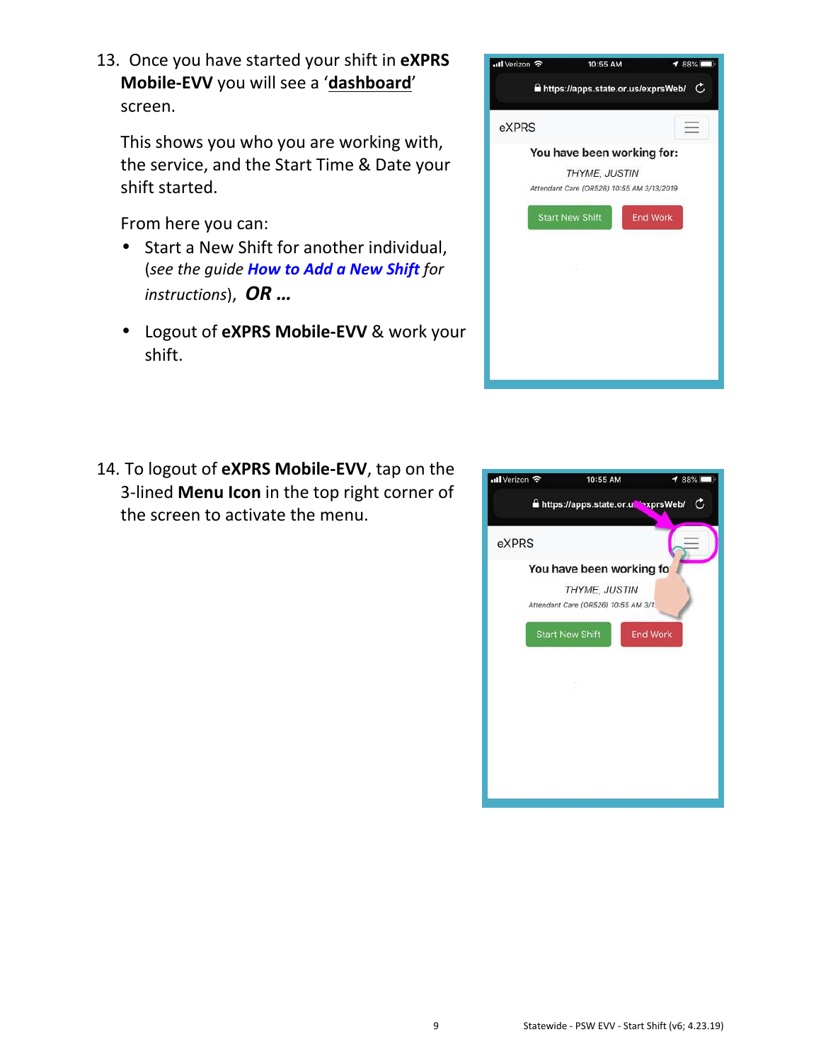13. Once you have started your shift in **eXPRS Mobile-EVV** you will see a '**dashboard**' screen.

    This shows you who you are working with, the service, and the Start Time & Date your shift started.

    From here you can:

    - Start a New Shift for another individual, (*see the guide **How to Add a New Shift** for instructions*), ***OR …***
    - Logout of **eXPRS Mobile-EVV** & work your shift.

14. To logout of **eXPRS Mobile-EVV**, tap on the 3-lined **Menu Icon** in the top right corner of the screen to activate the menu.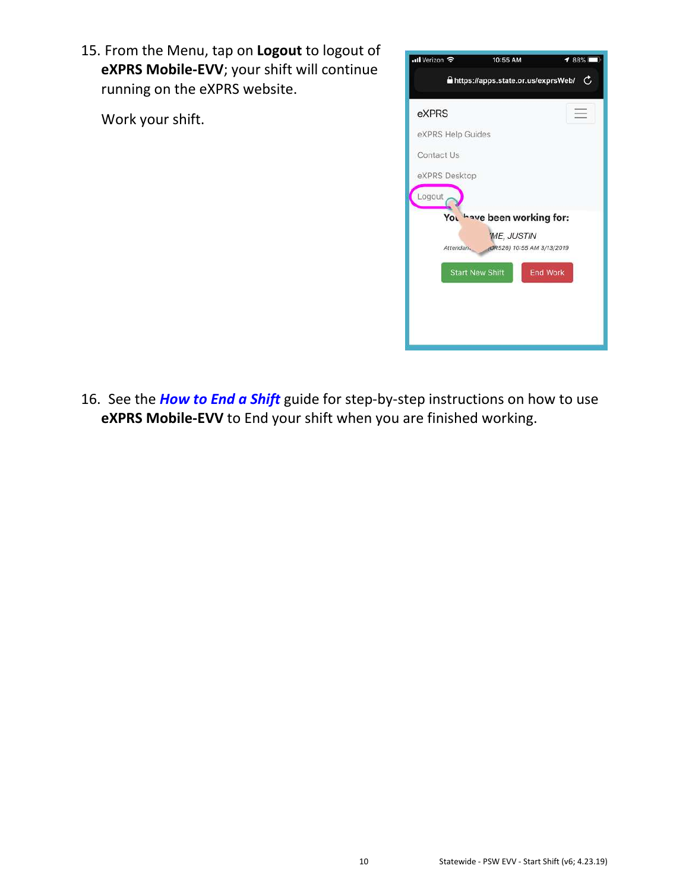15. From the Menu, tap on **Logout** to logout of **eXPRS Mobile-EVV**; your shift will continue running on the eXPRS website.

    Work your shift.

16. See the ***How to End a Shift*** guide for step-by-step instructions on how to use **eXPRS Mobile-EVV** to End your shift when you are finished working.